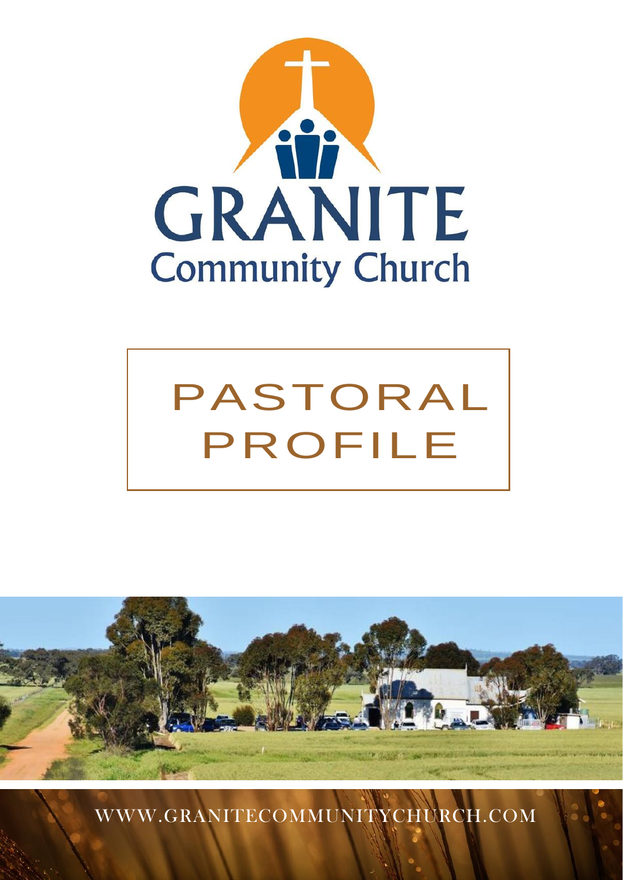# GRANITE
## Community Church

# PASTORAL PROFILE

WWW.GRANITECOMMUNITYCHURCH.COM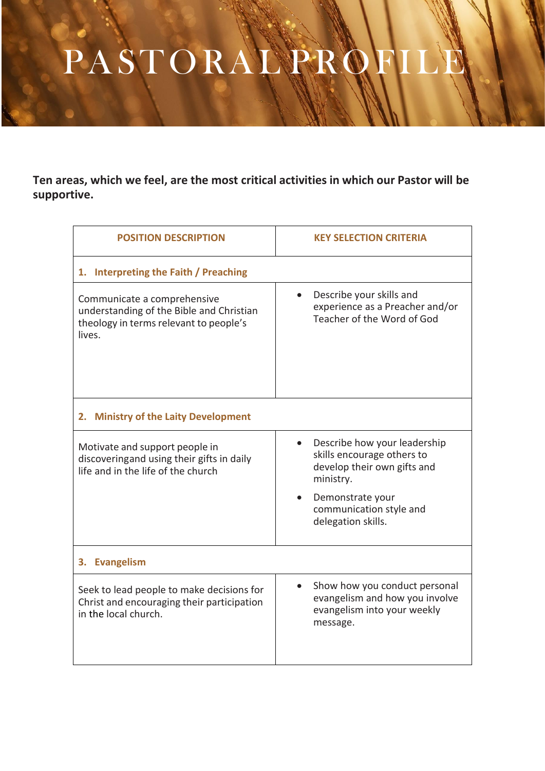# PASTORAL PROFILE

**Ten areas, which we feel, are the most critical activities in which our Pastor will be supportive.**

| POSITION DESCRIPTION | KEY SELECTION CRITERIA |
|---|---|
| **1. Interpreting the Faith / Preaching** | |
| Communicate a comprehensive understanding of the Bible and Christian theology in terms relevant to people's lives. | • Describe your skills and experience as a Preacher and/or Teacher of the Word of God |
| **2. Ministry of the Laity Development** | |
| Motivate and support people in discoveringand using their gifts in daily life and in the life of the church | • Describe how your leadership skills encourage others to develop their own gifts and ministry. <br> • Demonstrate your communication style and delegation skills. |
| **3. Evangelism** | |
| Seek to lead people to make decisions for Christ and encouraging their participation in the local church. | • Show how you conduct personal evangelism and how you involve evangelism into your weekly message. |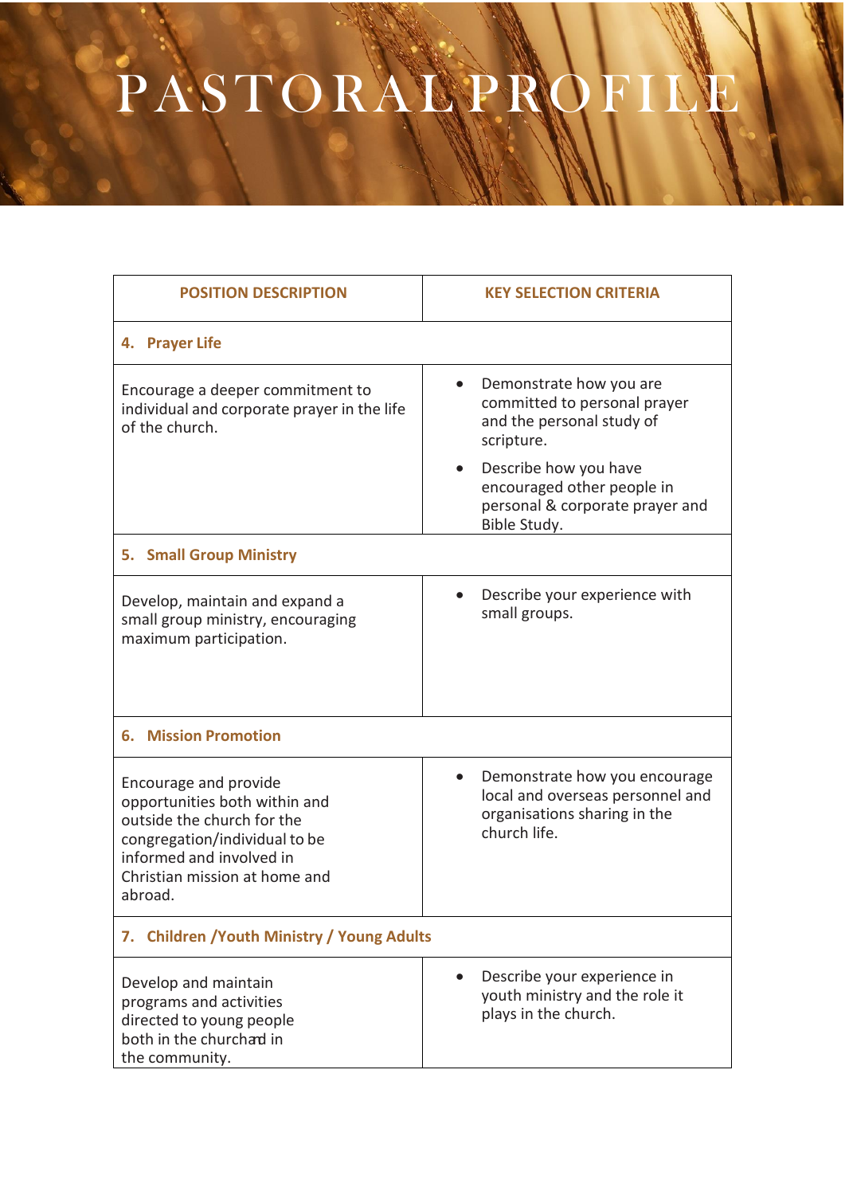# PASTORAL PROFILE

| POSITION DESCRIPTION | KEY SELECTION CRITERIA |
|---|---|
| **4. Prayer Life** | |
| Encourage a deeper commitment to individual and corporate prayer in the life of the church. | • Demonstrate how you are committed to personal prayer and the personal study of scripture.<br>• Describe how you have encouraged other people in personal & corporate prayer and Bible Study. |
| **5. Small Group Ministry** | |
| Develop, maintain and expand a small group ministry, encouraging maximum participation. | • Describe your experience with small groups. |
| **6. Mission Promotion** | |
| Encourage and provide opportunities both within and outside the church for the congregation/individual to be informed and involved in Christian mission at home and abroad. | • Demonstrate how you encourage local and overseas personnel and organisations sharing in the church life. |
| **7. Children /Youth Ministry / Young Adults** | |
| Develop and maintain programs and activities directed to young people both in the church and in the community. | • Describe your experience in youth ministry and the role it plays in the church. |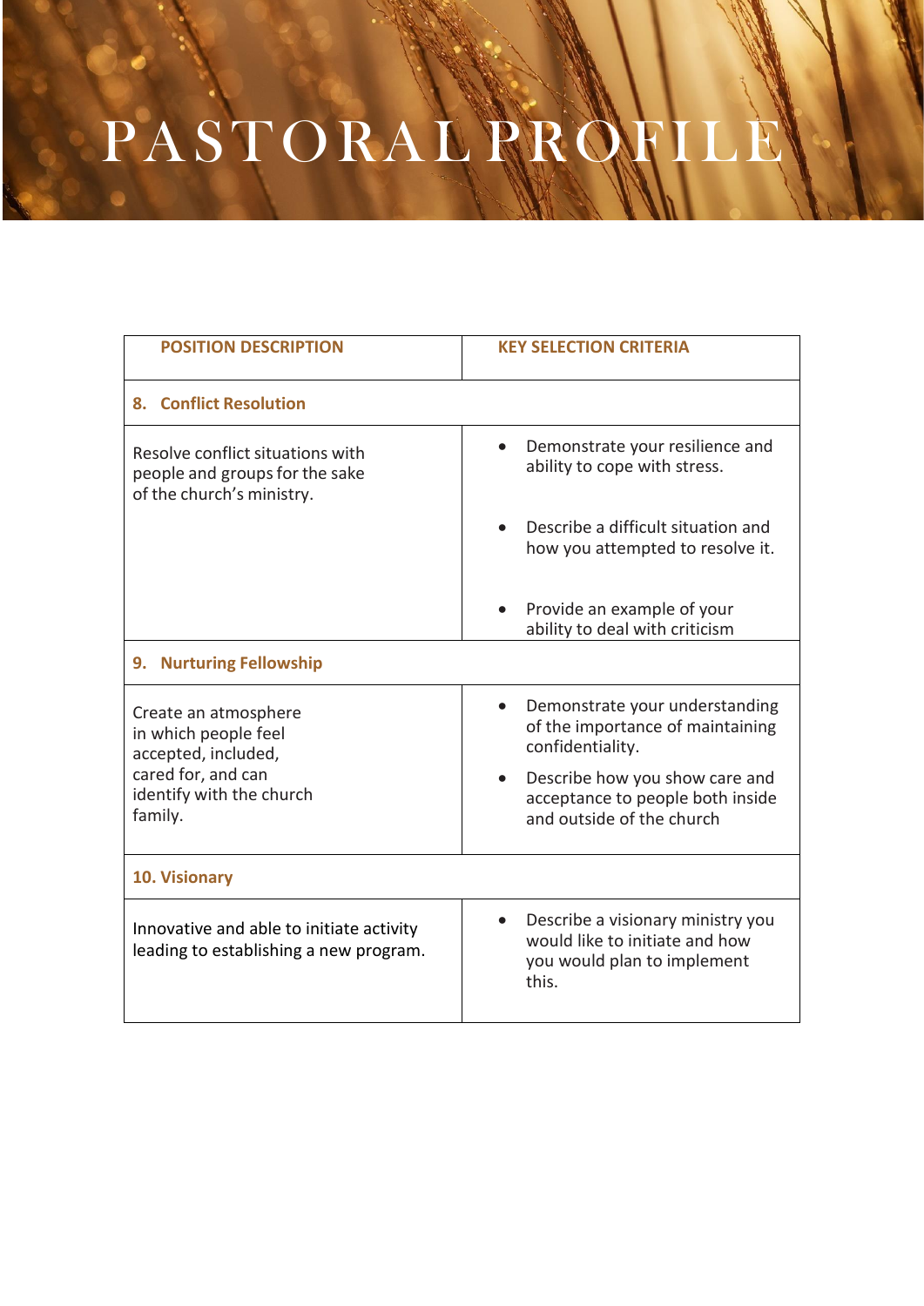# PASTORAL PROFILE

| POSITION DESCRIPTION | KEY SELECTION CRITERIA |
|---|---|
| **8. Conflict Resolution** | |
| Resolve conflict situations with people and groups for the sake of the church's ministry. | • Demonstrate your resilience and ability to cope with stress.<br>• Describe a difficult situation and how you attempted to resolve it.<br>• Provide an example of your ability to deal with criticism |
| **9. Nurturing Fellowship** | |
| Create an atmosphere in which people feel accepted, included, cared for, and can identify with the church family. | • Demonstrate your understanding of the importance of maintaining confidentiality.<br>• Describe how you show care and acceptance to people both inside and outside of the church |
| **10. Visionary** | |
| Innovative and able to initiate activity leading to establishing a new program. | • Describe a visionary ministry you would like to initiate and how you would plan to implement this. |